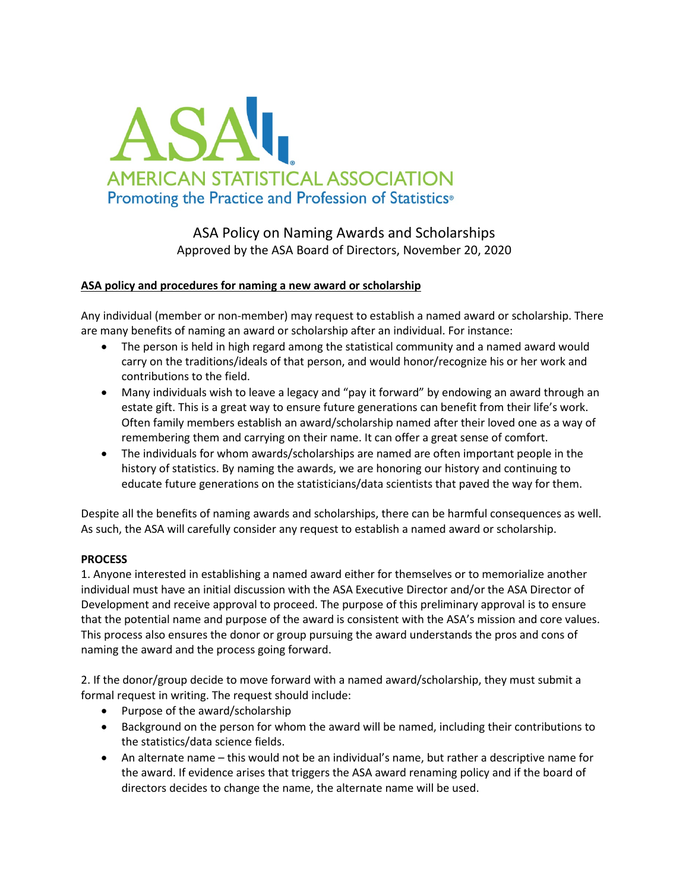# AMERICAN STATISTICAL ASSOCIATION

Promoting the Practice and Profession of Statistics®

## ASA Policy on Naming Awards and Scholarships

Approved by the ASA Board of Directors, November 20, 2020

### ASA policy and procedures for naming a new award or scholarship

Any individual (member or non-member) may request to establish a named award or scholarship. There are many benefits of naming an award or scholarship after an individual. For instance:

- The person is held in high regard among the statistical community and a named award would carry on the traditions/ideals of that person, and would honor/recognize his or her work and contributions to the field.
- Many individuals wish to leave a legacy and "pay it forward" by endowing an award through an estate gift. This is a great way to ensure future generations can benefit from their life's work. Often family members establish an award/scholarship named after their loved one as a way of remembering them and carrying on their name. It can offer a great sense of comfort.
- The individuals for whom awards/scholarships are named are often important people in the history of statistics. By naming the awards, we are honoring our history and continuing to educate future generations on the statisticians/data scientists that paved the way for them.

Despite all the benefits of naming awards and scholarships, there can be harmful consequences as well. As such, the ASA will carefully consider any request to establish a named award or scholarship.

**PROCESS**

1. Anyone interested in establishing a named award either for themselves or to memorialize another individual must have an initial discussion with the ASA Executive Director and/or the ASA Director of Development and receive approval to proceed. The purpose of this preliminary approval is to ensure that the potential name and purpose of the award is consistent with the ASA's mission and core values. This process also ensures the donor or group pursuing the award understands the pros and cons of naming the award and the process going forward.

2. If the donor/group decide to move forward with a named award/scholarship, they must submit a formal request in writing. The request should include:

- Purpose of the award/scholarship
- Background on the person for whom the award will be named, including their contributions to the statistics/data science fields.
- An alternate name – this would not be an individual's name, but rather a descriptive name for the award. If evidence arises that triggers the ASA award renaming policy and if the board of directors decides to change the name, the alternate name will be used.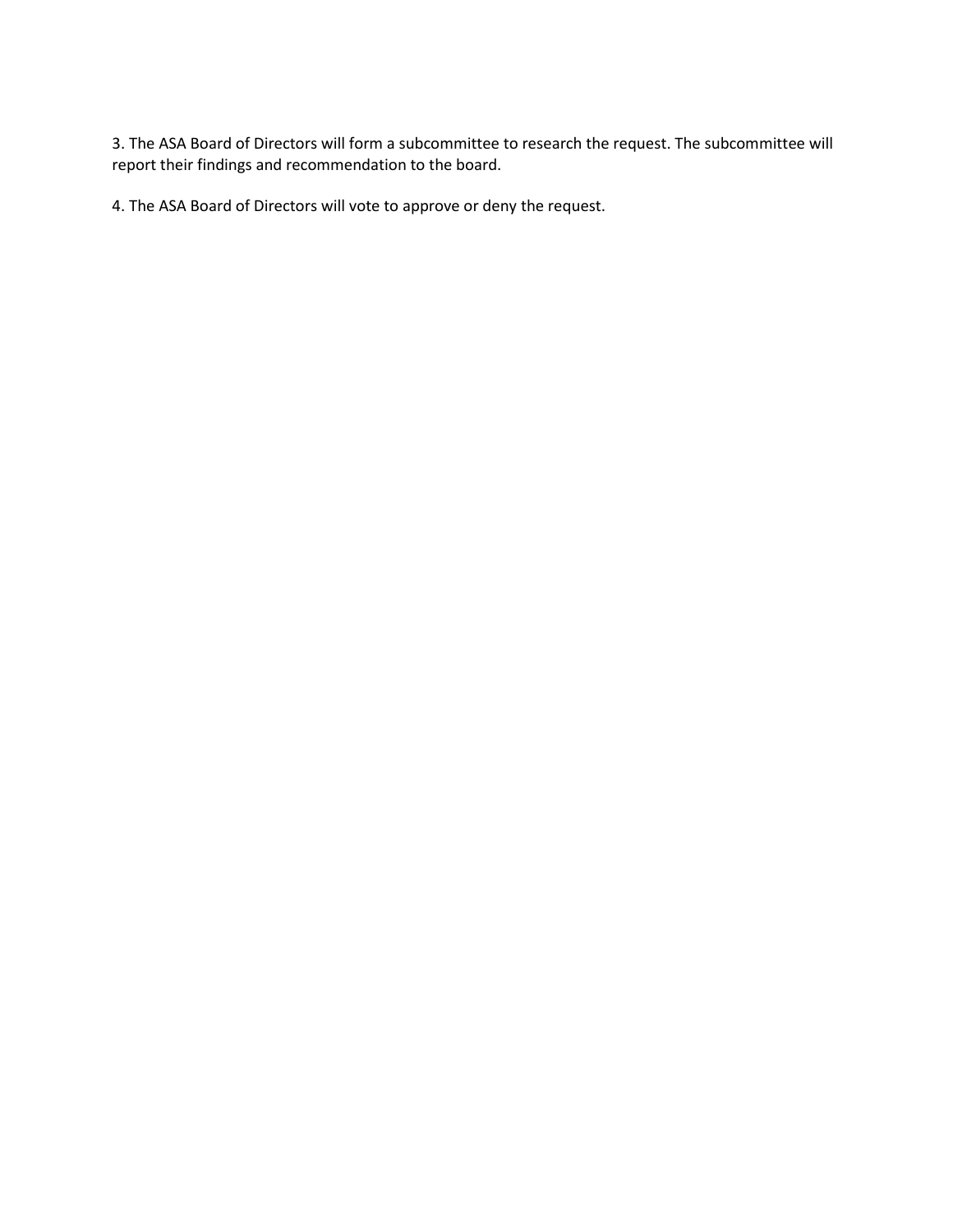3. The ASA Board of Directors will form a subcommittee to research the request. The subcommittee will report their findings and recommendation to the board.

4. The ASA Board of Directors will vote to approve or deny the request.